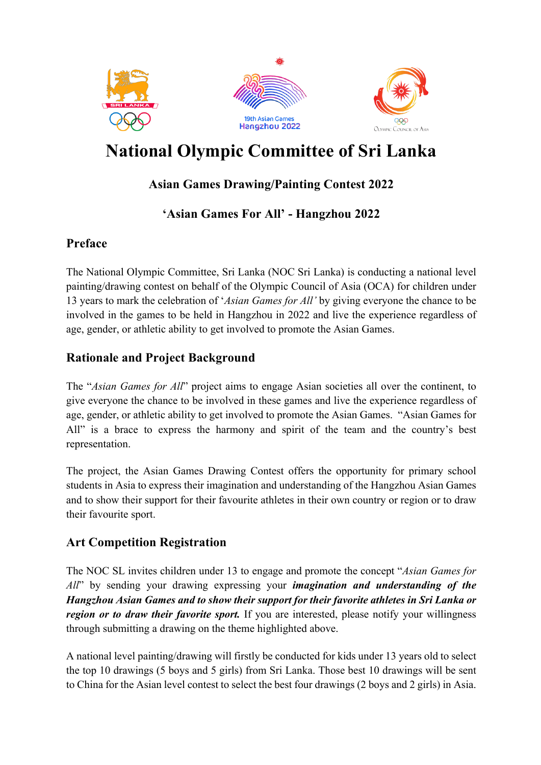# National Olympic Committee of Sri Lanka

### Asian Games Drawing/Painting Contest 2022

### 'Asian Games For All' - Hangzhou 2022

## Preface

The National Olympic Committee, Sri Lanka (NOC Sri Lanka) is conducting a national level painting/drawing contest on behalf of the Olympic Council of Asia (OCA) for children under 13 years to mark the celebration of '*Asian Games for All'* by giving everyone the chance to be involved in the games to be held in Hangzhou in 2022 and live the experience regardless of age, gender, or athletic ability to get involved to promote the Asian Games.

## Rationale and Project Background

The "*Asian Games for All*" project aims to engage Asian societies all over the continent, to give everyone the chance to be involved in these games and live the experience regardless of age, gender, or athletic ability to get involved to promote the Asian Games. "Asian Games for All" is a brace to express the harmony and spirit of the team and the country's best representation.

The project, the Asian Games Drawing Contest offers the opportunity for primary school students in Asia to express their imagination and understanding of the Hangzhou Asian Games and to show their support for their favourite athletes in their own country or region or to draw their favourite sport.

## Art Competition Registration

The NOC SL invites children under 13 to engage and promote the concept "*Asian Games for All*" by sending your drawing expressing your ***imagination and understanding of the Hangzhou Asian Games and to show their support for their favorite athletes in Sri Lanka or region or to draw their favorite sport.*** If you are interested, please notify your willingness through submitting a drawing on the theme highlighted above.

A national level painting/drawing will firstly be conducted for kids under 13 years old to select the top 10 drawings (5 boys and 5 girls) from Sri Lanka. Those best 10 drawings will be sent to China for the Asian level contest to select the best four drawings (2 boys and 2 girls) in Asia.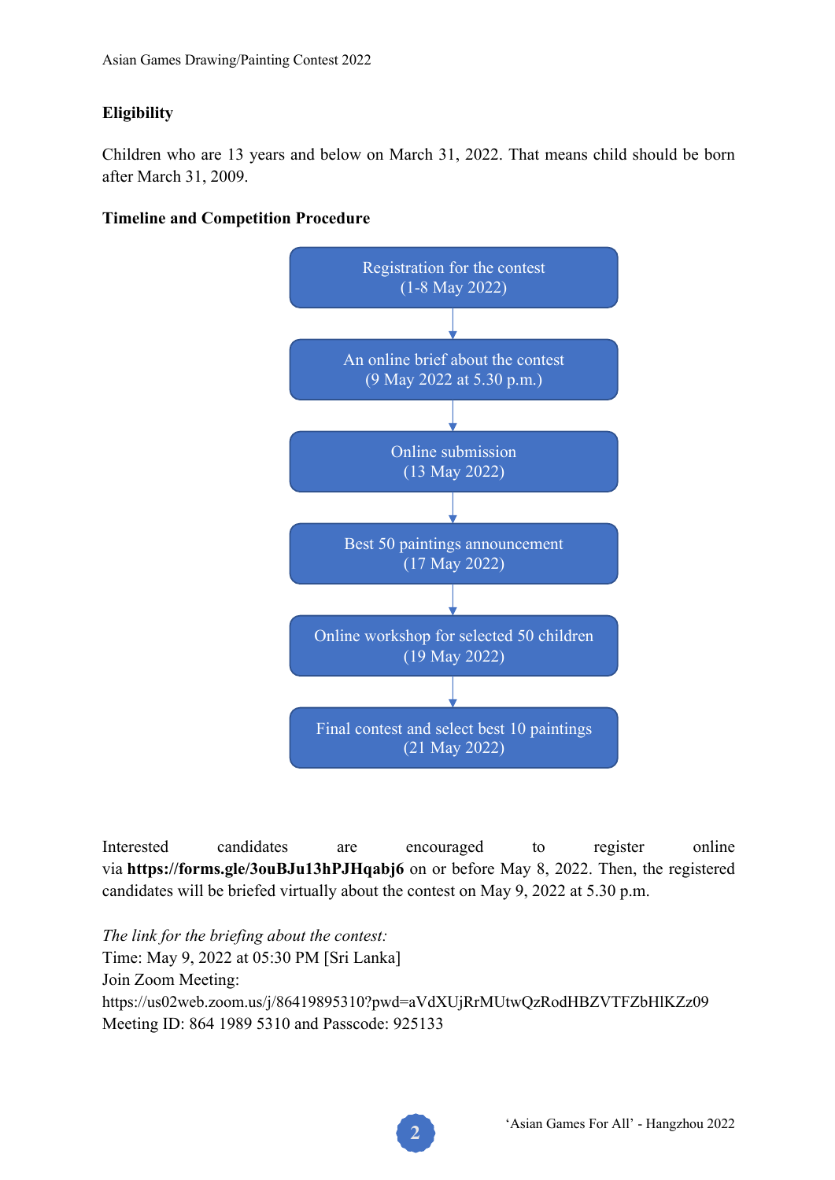**Eligibility**

Children who are 13 years and below on March 31, 2022. That means child should be born after March 31, 2009.

**Timeline and Competition Procedure**

1. Registration for the contest (1-8 May 2022)
2. An online brief about the contest (9 May 2022 at 5.30 p.m.)
3. Online submission (13 May 2022)
4. Best 50 paintings announcement (17 May 2022)
5. Online workshop for selected 50 children (19 May 2022)
6. Final contest and select best 10 paintings (21 May 2022)

Interested candidates are encouraged to register online via **https://forms.gle/3ouBJu13hPJHqabj6** on or before May 8, 2022. Then, the registered candidates will be briefed virtually about the contest on May 9, 2022 at 5.30 p.m.

*The link for the briefing about the contest:*
Time: May 9, 2022 at 05:30 PM [Sri Lanka]
Join Zoom Meeting:
https://us02web.zoom.us/j/86419895310?pwd=aVdXUjRrMUtwQzRodHBZVTFZbHlKZz09
Meeting ID: 864 1989 5310 and Passcode: 925133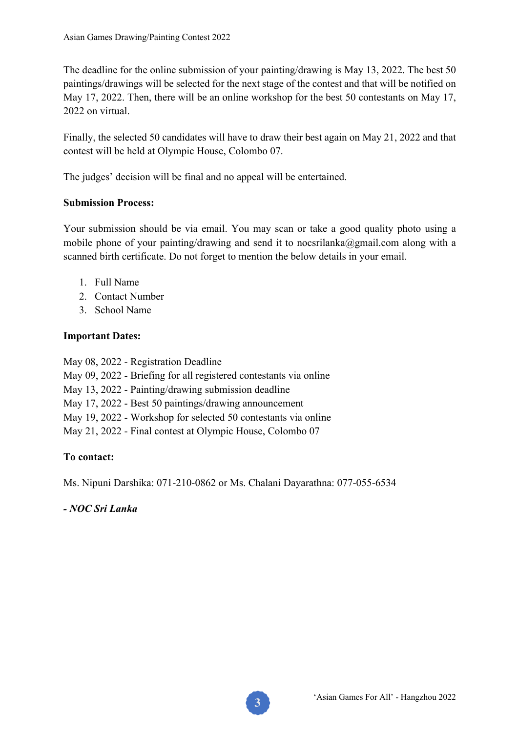The deadline for the online submission of your painting/drawing is May 13, 2022. The best 50 paintings/drawings will be selected for the next stage of the contest and that will be notified on May 17, 2022. Then, there will be an online workshop for the best 50 contestants on May 17, 2022 on virtual.

Finally, the selected 50 candidates will have to draw their best again on May 21, 2022 and that contest will be held at Olympic House, Colombo 07.

The judges' decision will be final and no appeal will be entertained.

**Submission Process:**

Your submission should be via email. You may scan or take a good quality photo using a mobile phone of your painting/drawing and send it to nocsrilanka@gmail.com along with a scanned birth certificate. Do not forget to mention the below details in your email.

1. Full Name
2. Contact Number
3. School Name

**Important Dates:**

May 08, 2022 - Registration Deadline
May 09, 2022 - Briefing for all registered contestants via online
May 13, 2022 - Painting/drawing submission deadline
May 17, 2022 - Best 50 paintings/drawing announcement
May 19, 2022 - Workshop for selected 50 contestants via online
May 21, 2022 - Final contest at Olympic House, Colombo 07

**To contact:**

Ms. Nipuni Darshika: 071-210-0862 or Ms. Chalani Dayarathna: 077-055-6534

**- *NOC Sri Lanka***